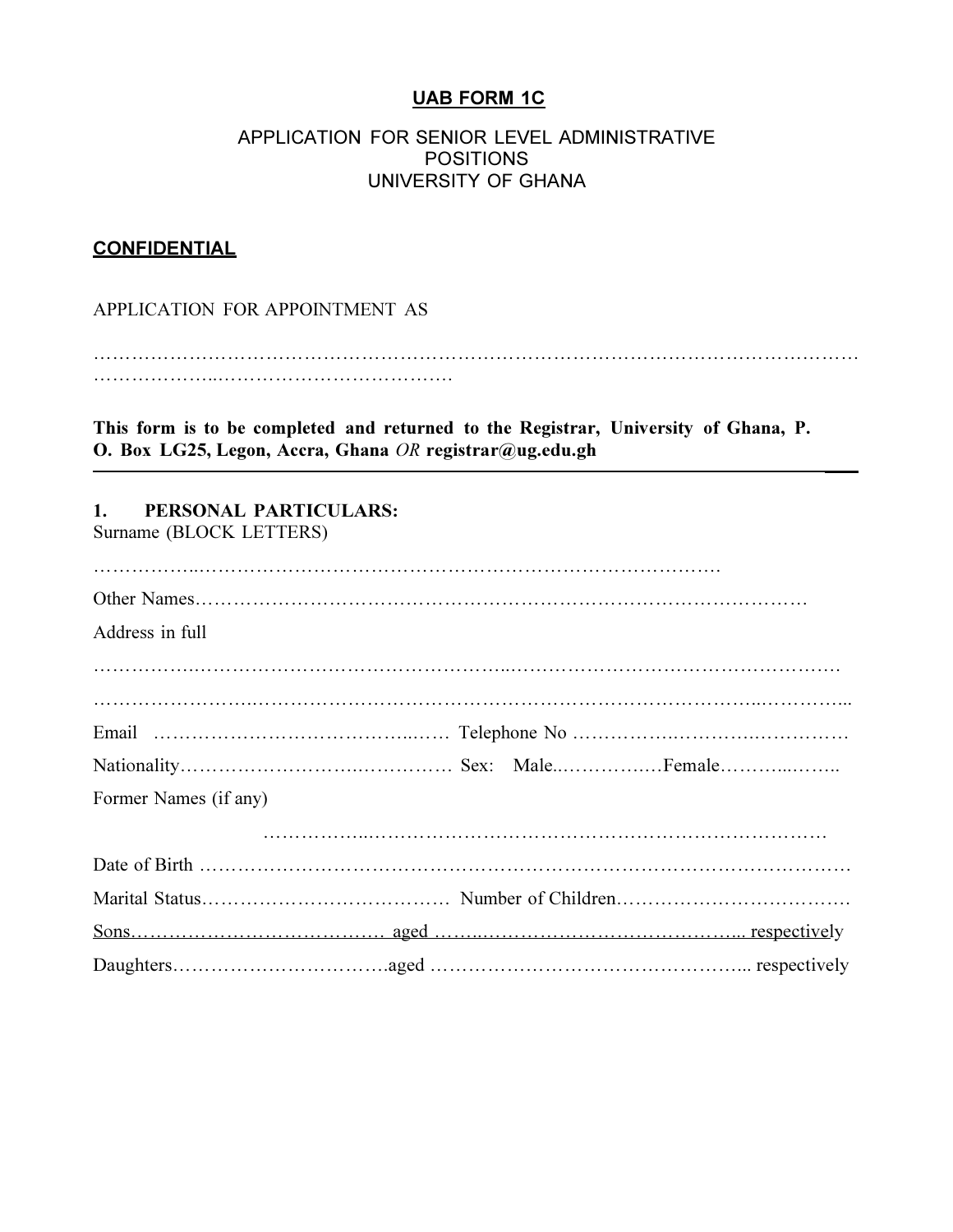**<u>UAB FORM 1C</u>**

APPLICATION FOR SENIOR LEVEL ADMINISTRATIVE POSITIONS
UNIVERSITY OF GHANA

**<u>CONFIDENTIAL</u>**

APPLICATION FOR APPOINTMENT AS

……………………………………………………………………………………………………………
……………….………………………………

**This form is to be completed and returned to the Registrar, University of Ghana, P. O. Box LG25, Legon, Accra, Ghana *OR* registrar@ug.edu.gh**

---

**1. PERSONAL PARTICULARS:**

Surname (BLOCK LETTERS)

……………..…………………………………………………………………………….

Other Names…………………………………………………………………………………

Address in full

……………..…………………………………………..……………………………………….

…………………….……………………………………………………………………..…………...

Email ……………………………………..…… Telephone No …………….……………..…………….

Nationality………………………..……………. Sex: Male..…………..…Female………..……..

Former Names (if any)

……………...…………………………………………………………………

Date of Birth ………………………………………………………………………………………

Marital Status………………………………… Number of Children………………………………

<u>Sons………………………………… aged ……..…………………………………….. respectively</u>

Daughters…………………………….aged ………………………………………….... respectively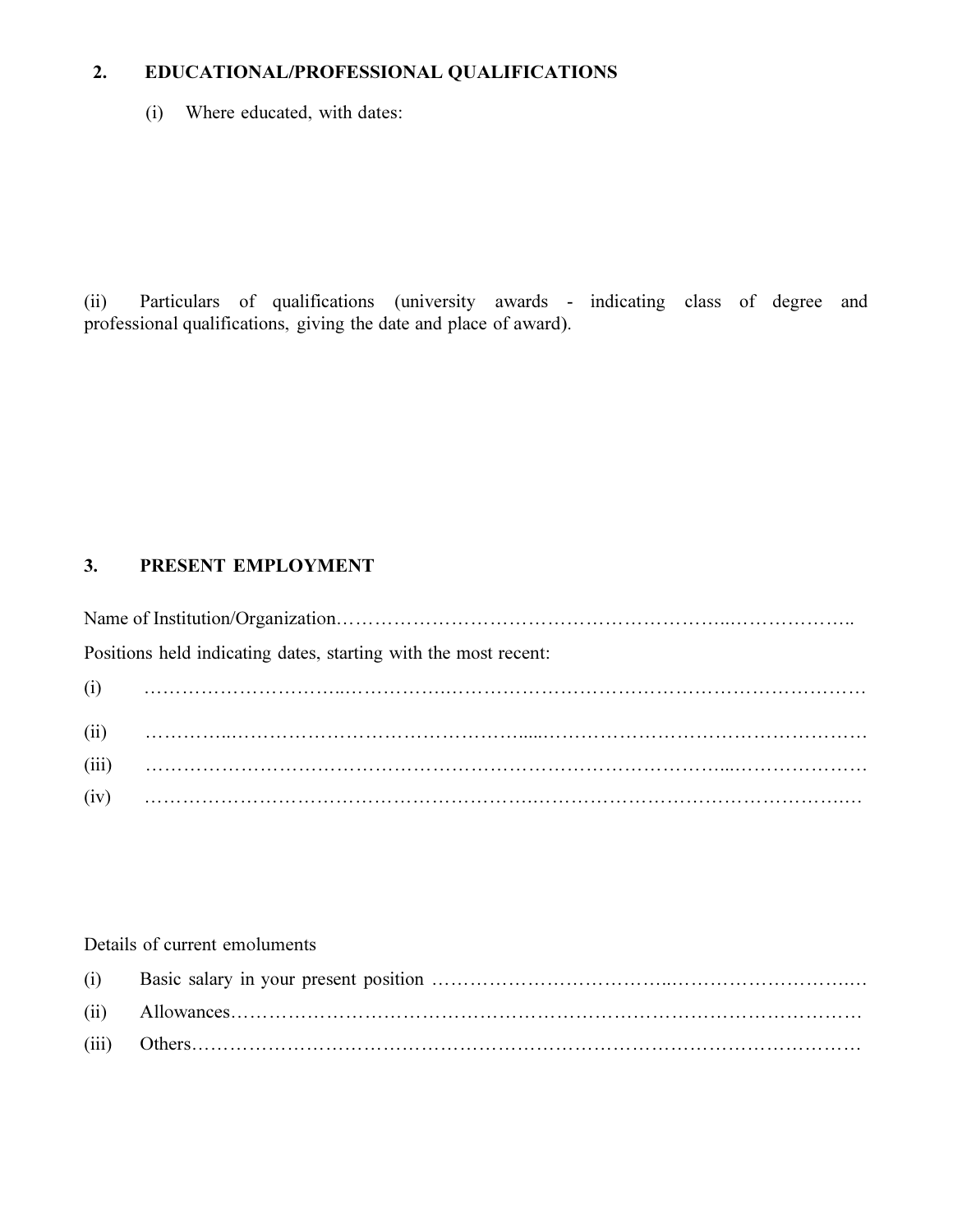## 2. EDUCATIONAL/PROFESSIONAL QUALIFICATIONS

(i) Where educated, with dates:

(ii) Particulars of qualifications (university awards - indicating class of degree and professional qualifications, giving the date and place of award).

## 3. PRESENT EMPLOYMENT

Name of Institution/Organization……………………………………………………..………………..

Positions held indicating dates, starting with the most recent:

(i) …………………………..……………..……………………………………………………………

(ii) …………..…………………………………………....……………………………………………

(iii) …………………………………………………………………………………...…………………

(iv) ……………………………………………………..……………………………………………..…

Details of current emoluments

(i) Basic salary in your present position ………………………………..…………………………..…

(ii) Allowances……………………………………………………………………………………

(iii) Others…………………………………………………………………………………………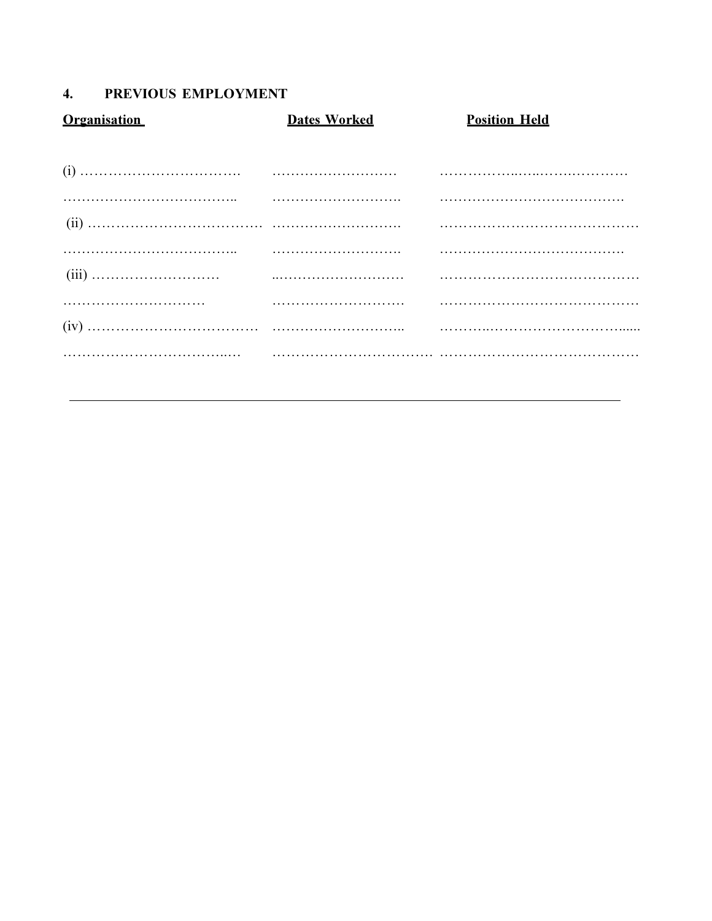## 4. PREVIOUS EMPLOYMENT

| Organisation | Dates Worked | Position Held |
| --- | --- | --- |
| (i) ……………………………. | ……………………… | ……………..…..…….………… |
| ……………………………….. | ………………………. | …………………………………. |
| (ii) ……………………………… | ………………………. | …………………………………… |
| ……………………………….. | ………………………. | …………………………………. |
| (iii) ……………………… | ..……………………… | …………………………………… |
| ………………………… | ……………………… | …………………………………… |
| (iv) ……………………………… | ……………………….. | ………..……………………….…... |
| ………………………………..… | ……………………………. | …………………………………… |

---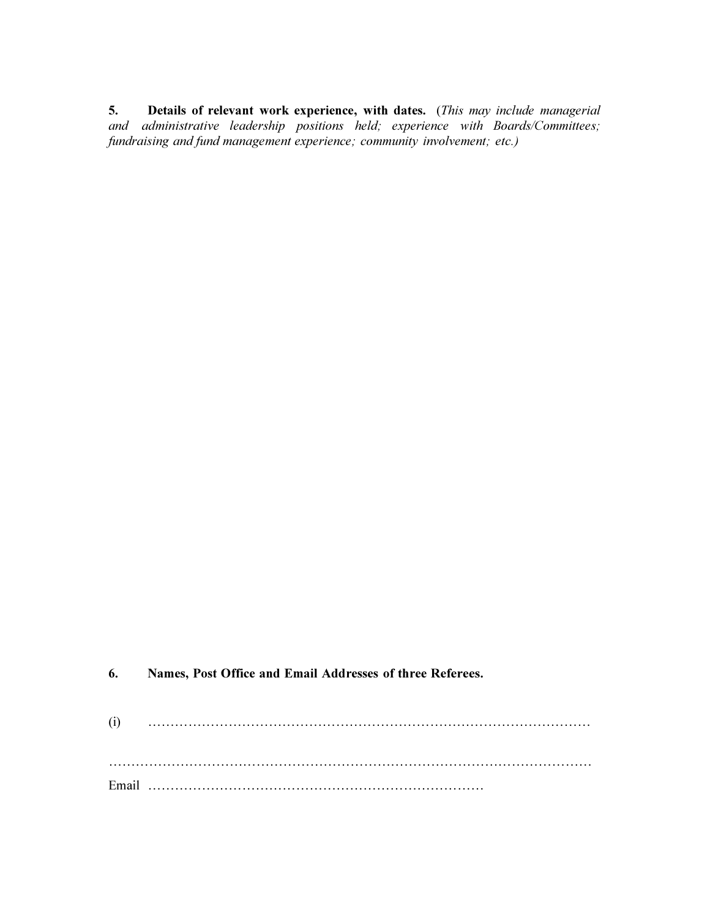**5. Details of relevant work experience, with dates.** (*This may include managerial and administrative leadership positions held; experience with Boards/Committees; fundraising and fund management experience; community involvement; etc.)*

**6. Names, Post Office and Email Addresses of three Referees.**

(i) ………………………………………………………………………………………

…………………………………………………………………………………………………

Email …………………………………………………………………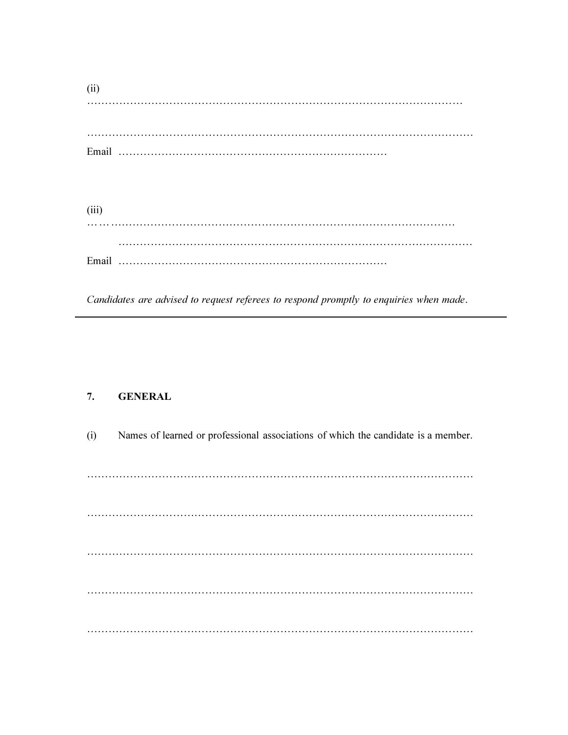(ii)
……………………………………………………………………………………………

………………………………………………………………………………………………
Email ………………………………………………………………

(iii)
………………………………………………………………………………………………

………………………………………………………………………………………
Email ………………………………………………………………

*Candidates are advised to request referees to respond promptly to enquiries when made.*

---

**7. GENERAL**

(i) Names of learned or professional associations of which the candidate is a member.

………………………………………………………………………………………………

………………………………………………………………………………………………

………………………………………………………………………………………………

………………………………………………………………………………………………

………………………………………………………………………………………………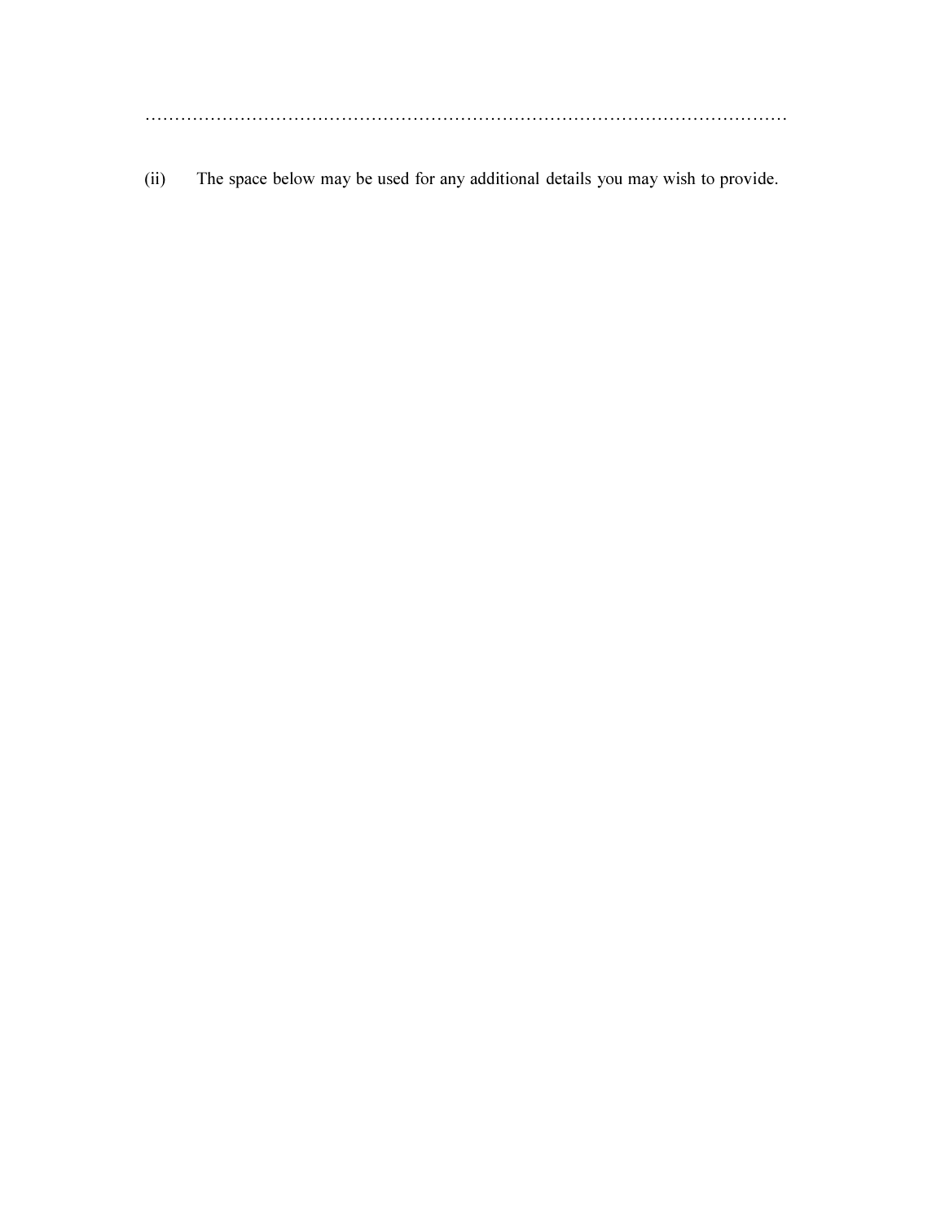……………………………………………………………………………………………………

(ii) The space below may be used for any additional details you may wish to provide.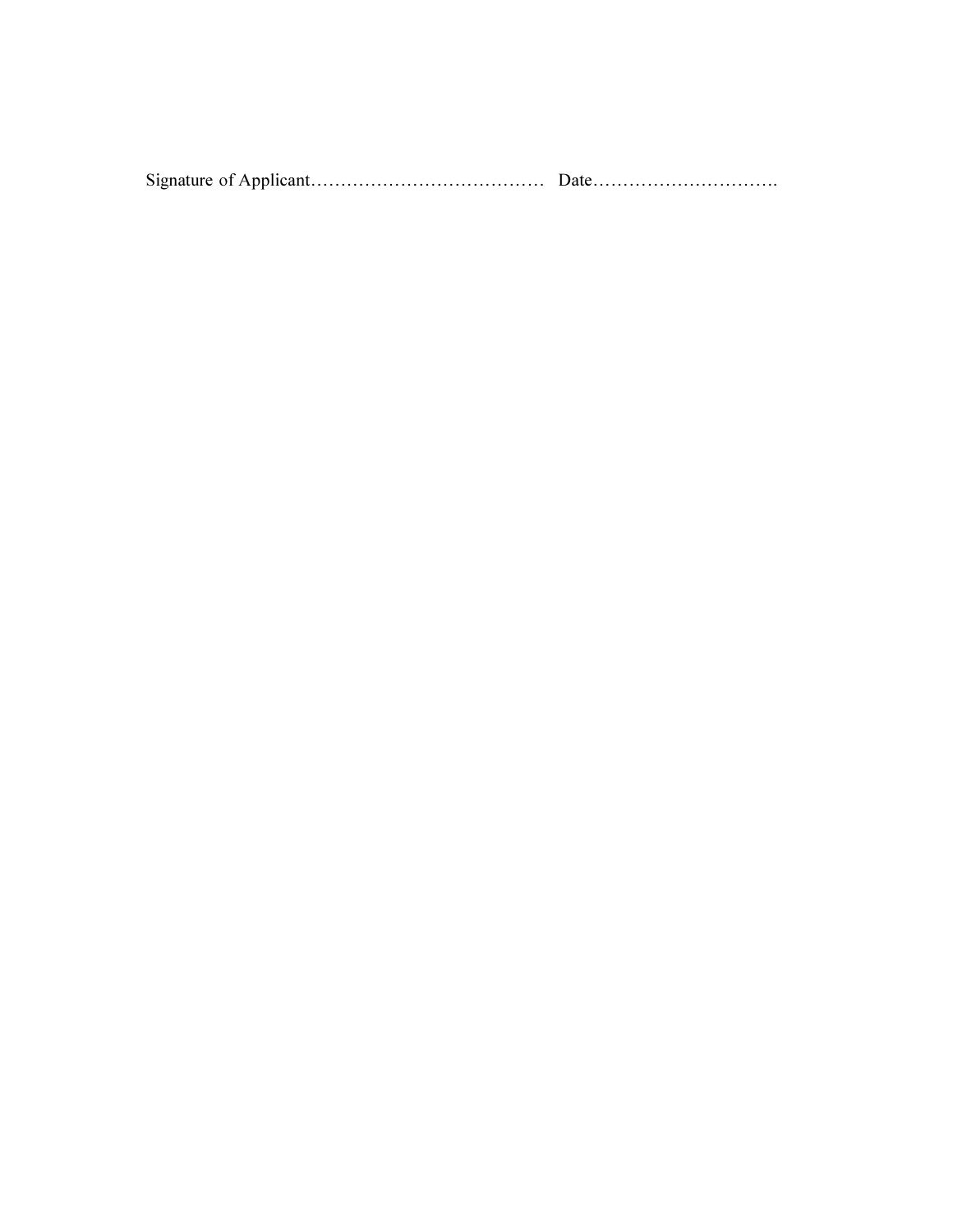Signature of Applicant………………………………… Date………………………….